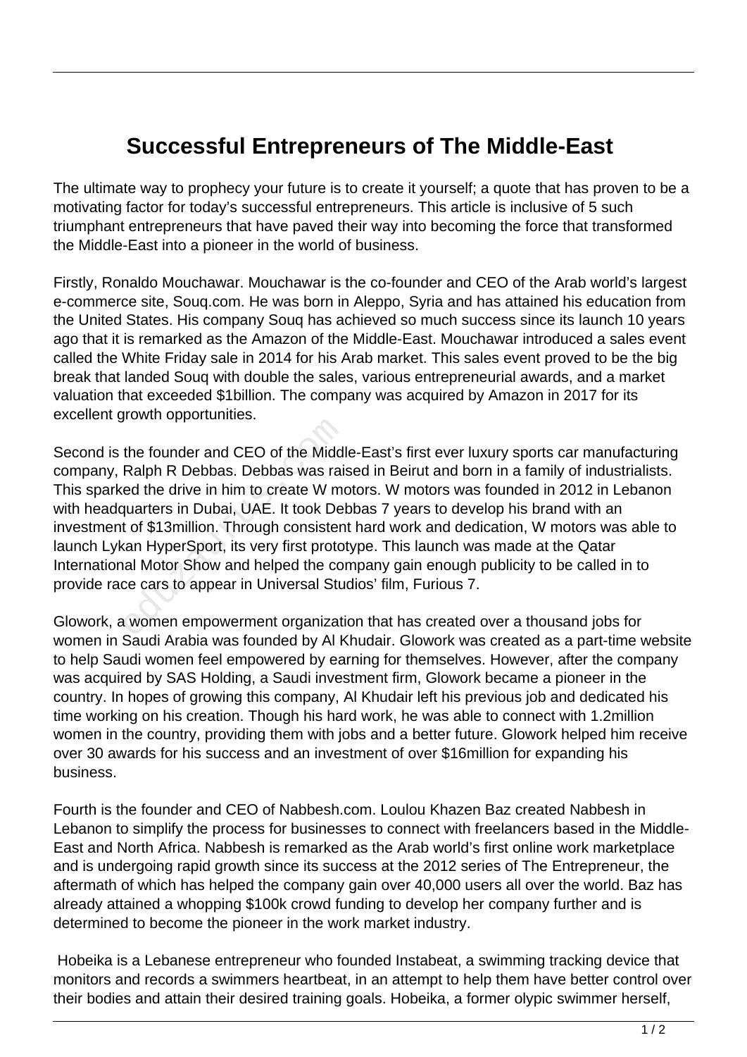# Successful Entrepreneurs of The Middle-East

The ultimate way to prophecy your future is to create it yourself; a quote that has proven to be a motivating factor for today's successful entrepreneurs. This article is inclusive of 5 such triumphant entrepreneurs that have paved their way into becoming the force that transformed the Middle-East into a pioneer in the world of business.

Firstly, Ronaldo Mouchawar. Mouchawar is the co-founder and CEO of the Arab world's largest e-commerce site, Souq.com. He was born in Aleppo, Syria and has attained his education from the United States. His company Souq has achieved so much success since its launch 10 years ago that it is remarked as the Amazon of the Middle-East. Mouchawar introduced a sales event called the White Friday sale in 2014 for his Arab market. This sales event proved to be the big break that landed Souq with double the sales, various entrepreneurial awards, and a market valuation that exceeded $1billion. The company was acquired by Amazon in 2017 for its excellent growth opportunities.

Second is the founder and CEO of the Middle-East's first ever luxury sports car manufacturing company, Ralph R Debbas. Debbas was raised in Beirut and born in a family of industrialists. This sparked the drive in him to create W motors. W motors was founded in 2012 in Lebanon with headquarters in Dubai, UAE. It took Debbas 7 years to develop his brand with an investment of $13million. Through consistent hard work and dedication, W motors was able to launch Lykan HyperSport, its very first prototype. This launch was made at the Qatar International Motor Show and helped the company gain enough publicity to be called in to provide race cars to appear in Universal Studios' film, Furious 7.

Glowork, a women empowerment organization that has created over a thousand jobs for women in Saudi Arabia was founded by Al Khudair. Glowork was created as a part-time website to help Saudi women feel empowered by earning for themselves. However, after the company was acquired by SAS Holding, a Saudi investment firm, Glowork became a pioneer in the country. In hopes of growing this company, Al Khudair left his previous job and dedicated his time working on his creation. Though his hard work, he was able to connect with 1.2million women in the country, providing them with jobs and a better future. Glowork helped him receive over 30 awards for his success and an investment of over $16million for expanding his business.

Fourth is the founder and CEO of Nabbesh.com. Loulou Khazen Baz created Nabbesh in Lebanon to simplify the process for businesses to connect with freelancers based in the Middle-East and North Africa. Nabbesh is remarked as the Arab world's first online work marketplace and is undergoing rapid growth since its success at the 2012 series of The Entrepreneur, the aftermath of which has helped the company gain over 40,000 users all over the world. Baz has already attained a whopping $100k crowd funding to develop her company further and is determined to become the pioneer in the work market industry.

Hobeika is a Lebanese entrepreneur who founded Instabeat, a swimming tracking device that monitors and records a swimmers heartbeat, in an attempt to help them have better control over their bodies and attain their desired training goals. Hobeika, a former olypic swimmer herself,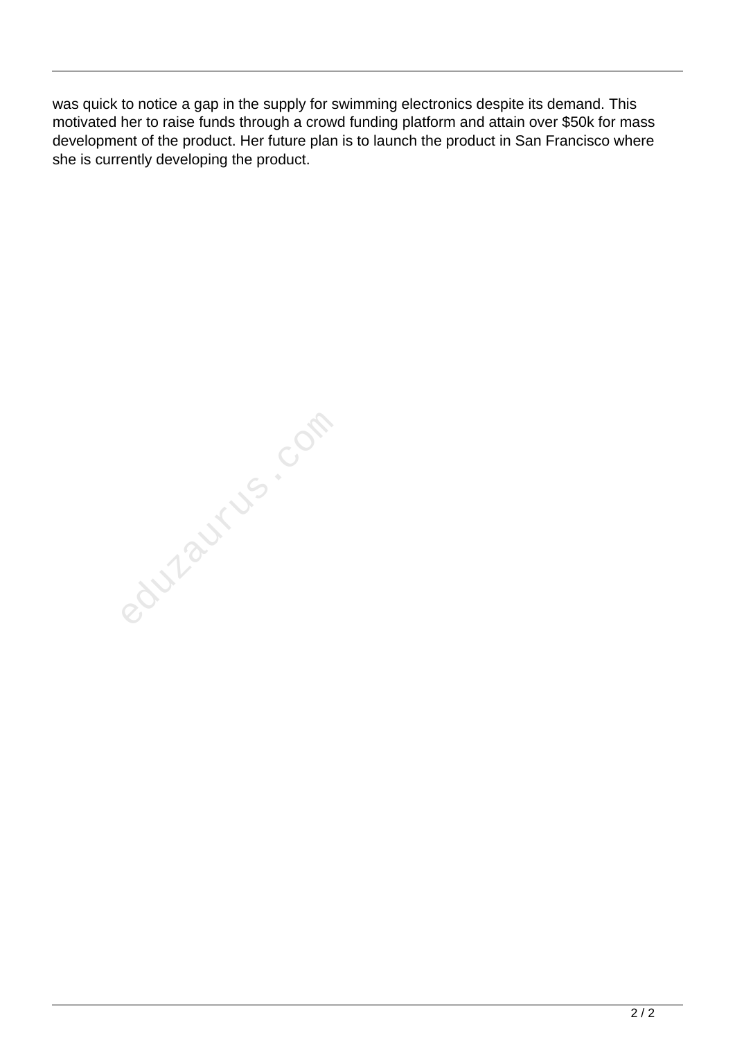was quick to notice a gap in the supply for swimming electronics despite its demand. This motivated her to raise funds through a crowd funding platform and attain over $50k for mass development of the product. Her future plan is to launch the product in San Francisco where she is currently developing the product.